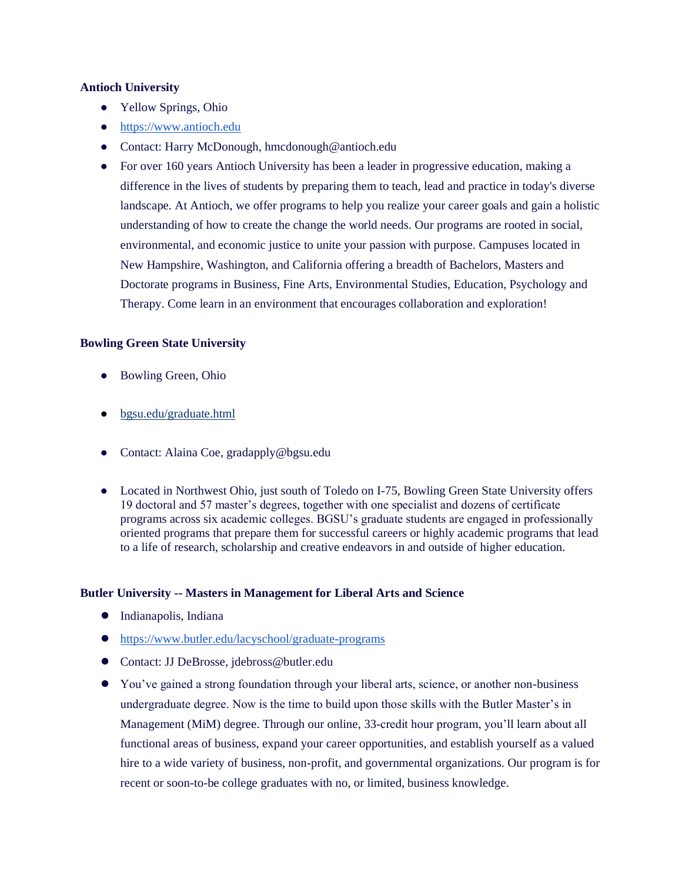**Antioch University**

- Yellow Springs, Ohio
- https://www.antioch.edu
- Contact: Harry McDonough, hmcdonough@antioch.edu
- For over 160 years Antioch University has been a leader in progressive education, making a difference in the lives of students by preparing them to teach, lead and practice in today's diverse landscape. At Antioch, we offer programs to help you realize your career goals and gain a holistic understanding of how to create the change the world needs. Our programs are rooted in social, environmental, and economic justice to unite your passion with purpose. Campuses located in New Hampshire, Washington, and California offering a breadth of Bachelors, Masters and Doctorate programs in Business, Fine Arts, Environmental Studies, Education, Psychology and Therapy. Come learn in an environment that encourages collaboration and exploration!

**Bowling Green State University**

- Bowling Green, Ohio
- bgsu.edu/graduate.html
- Contact: Alaina Coe, gradapply@bgsu.edu
- Located in Northwest Ohio, just south of Toledo on I-75, Bowling Green State University offers 19 doctoral and 57 master's degrees, together with one specialist and dozens of certificate programs across six academic colleges. BGSU's graduate students are engaged in professionally oriented programs that prepare them for successful careers or highly academic programs that lead to a life of research, scholarship and creative endeavors in and outside of higher education.

**Butler University -- Masters in Management for Liberal Arts and Science**

- Indianapolis, Indiana
- https://www.butler.edu/lacyschool/graduate-programs
- Contact: JJ DeBrosse, jdebross@butler.edu
- You've gained a strong foundation through your liberal arts, science, or another non-business undergraduate degree. Now is the time to build upon those skills with the Butler Master's in Management (MiM) degree. Through our online, 33-credit hour program, you'll learn about all functional areas of business, expand your career opportunities, and establish yourself as a valued hire to a wide variety of business, non-profit, and governmental organizations. Our program is for recent or soon-to-be college graduates with no, or limited, business knowledge.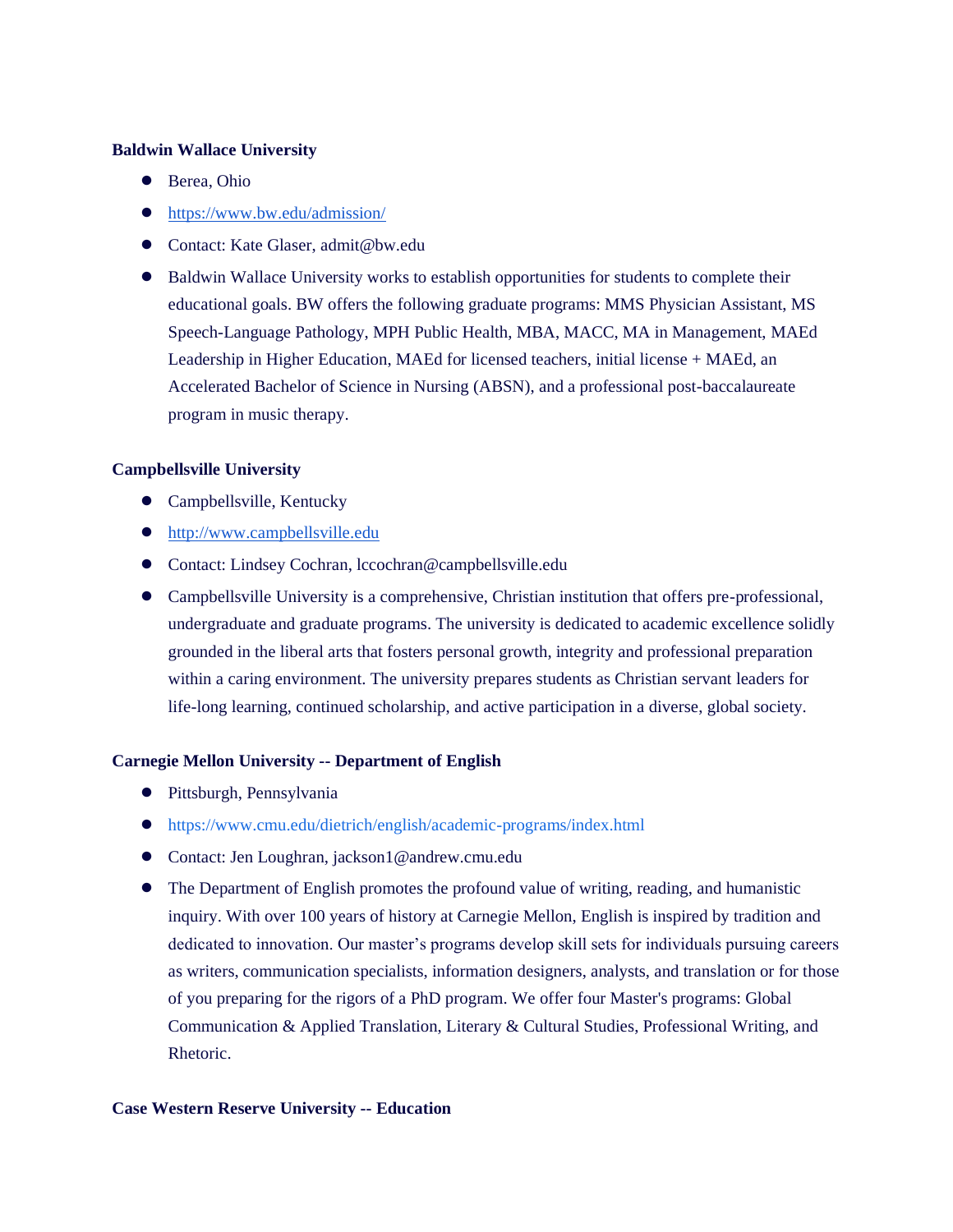**Baldwin Wallace University**

- Berea, Ohio
- [https://www.bw.edu/admission/](https://www.bw.edu/admission/)
- Contact: Kate Glaser, admit@bw.edu
- Baldwin Wallace University works to establish opportunities for students to complete their educational goals. BW offers the following graduate programs: MMS Physician Assistant, MS Speech-Language Pathology, MPH Public Health, MBA, MACC, MA in Management, MAEd Leadership in Higher Education, MAEd for licensed teachers, initial license + MAEd, an Accelerated Bachelor of Science in Nursing (ABSN), and a professional post-baccalaureate program in music therapy.

**Campbellsville University**

- Campbellsville, Kentucky
- [http://www.campbellsville.edu](http://www.campbellsville.edu)
- Contact: Lindsey Cochran, lccochran@campbellsville.edu
- Campbellsville University is a comprehensive, Christian institution that offers pre-professional, undergraduate and graduate programs. The university is dedicated to academic excellence solidly grounded in the liberal arts that fosters personal growth, integrity and professional preparation within a caring environment. The university prepares students as Christian servant leaders for life-long learning, continued scholarship, and active participation in a diverse, global society.

**Carnegie Mellon University -- Department of English**

- Pittsburgh, Pennsylvania
- https://www.cmu.edu/dietrich/english/academic-programs/index.html
- Contact: Jen Loughran, jackson1@andrew.cmu.edu
- The Department of English promotes the profound value of writing, reading, and humanistic inquiry. With over 100 years of history at Carnegie Mellon, English is inspired by tradition and dedicated to innovation. Our master's programs develop skill sets for individuals pursuing careers as writers, communication specialists, information designers, analysts, and translation or for those of you preparing for the rigors of a PhD program. We offer four Master's programs: Global Communication & Applied Translation, Literary & Cultural Studies, Professional Writing, and Rhetoric.

**Case Western Reserve University -- Education**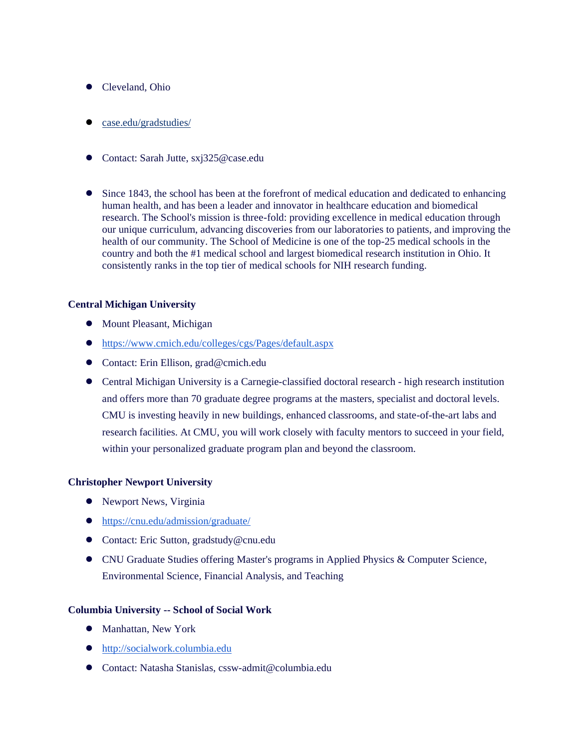- Cleveland, Ohio
- [case.edu/gradstudies/](case.edu/gradstudies/)
- Contact: Sarah Jutte, sxj325@case.edu
- Since 1843, the school has been at the forefront of medical education and dedicated to enhancing human health, and has been a leader and innovator in healthcare education and biomedical research. The School's mission is three-fold: providing excellence in medical education through our unique curriculum, advancing discoveries from our laboratories to patients, and improving the health of our community. The School of Medicine is one of the top-25 medical schools in the country and both the #1 medical school and largest biomedical research institution in Ohio. It consistently ranks in the top tier of medical schools for NIH research funding.

**Central Michigan University**

- Mount Pleasant, Michigan
- [https://www.cmich.edu/colleges/cgs/Pages/default.aspx](https://www.cmich.edu/colleges/cgs/Pages/default.aspx)
- Contact: Erin Ellison, grad@cmich.edu
- Central Michigan University is a Carnegie-classified doctoral research - high research institution and offers more than 70 graduate degree programs at the masters, specialist and doctoral levels. CMU is investing heavily in new buildings, enhanced classrooms, and state-of-the-art labs and research facilities. At CMU, you will work closely with faculty mentors to succeed in your field, within your personalized graduate program plan and beyond the classroom.

**Christopher Newport University**

- Newport News, Virginia
- [https://cnu.edu/admission/graduate/](https://cnu.edu/admission/graduate/)
- Contact: Eric Sutton, gradstudy@cnu.edu
- CNU Graduate Studies offering Master's programs in Applied Physics & Computer Science, Environmental Science, Financial Analysis, and Teaching

**Columbia University -- School of Social Work**

- Manhattan, New York
- [http://socialwork.columbia.edu](http://socialwork.columbia.edu)
- Contact: Natasha Stanislas, cssw-admit@columbia.edu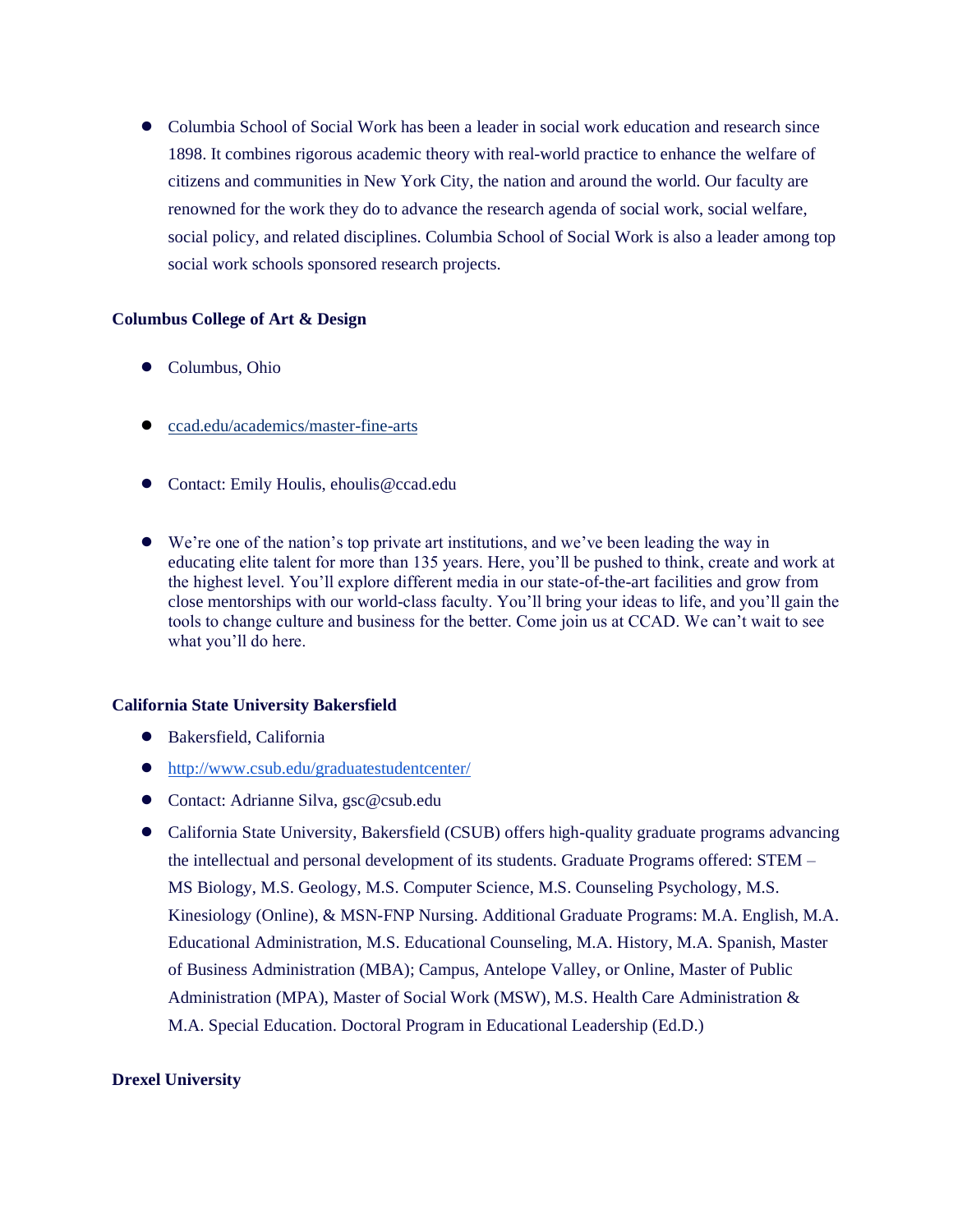- Columbia School of Social Work has been a leader in social work education and research since 1898. It combines rigorous academic theory with real-world practice to enhance the welfare of citizens and communities in New York City, the nation and around the world. Our faculty are renowned for the work they do to advance the research agenda of social work, social welfare, social policy, and related disciplines. Columbia School of Social Work is also a leader among top social work schools sponsored research projects.

**Columbus College of Art & Design**

- Columbus, Ohio
- [ccad.edu/academics/master-fine-arts](ccad.edu/academics/master-fine-arts)
- Contact: Emily Houlis, ehoulis@ccad.edu
- We're one of the nation's top private art institutions, and we've been leading the way in educating elite talent for more than 135 years. Here, you'll be pushed to think, create and work at the highest level. You'll explore different media in our state-of-the-art facilities and grow from close mentorships with our world-class faculty. You'll bring your ideas to life, and you'll gain the tools to change culture and business for the better. Come join us at CCAD. We can't wait to see what you'll do here.

**California State University Bakersfield**

- Bakersfield, California
- [http://www.csub.edu/graduatestudentcenter/](http://www.csub.edu/graduatestudentcenter/)
- Contact: Adrianne Silva, gsc@csub.edu
- California State University, Bakersfield (CSUB) offers high-quality graduate programs advancing the intellectual and personal development of its students. Graduate Programs offered: STEM – MS Biology, M.S. Geology, M.S. Computer Science, M.S. Counseling Psychology, M.S. Kinesiology (Online), & MSN-FNP Nursing. Additional Graduate Programs: M.A. English, M.A. Educational Administration, M.S. Educational Counseling, M.A. History, M.A. Spanish, Master of Business Administration (MBA); Campus, Antelope Valley, or Online, Master of Public Administration (MPA), Master of Social Work (MSW), M.S. Health Care Administration & M.A. Special Education. Doctoral Program in Educational Leadership (Ed.D.)

**Drexel University**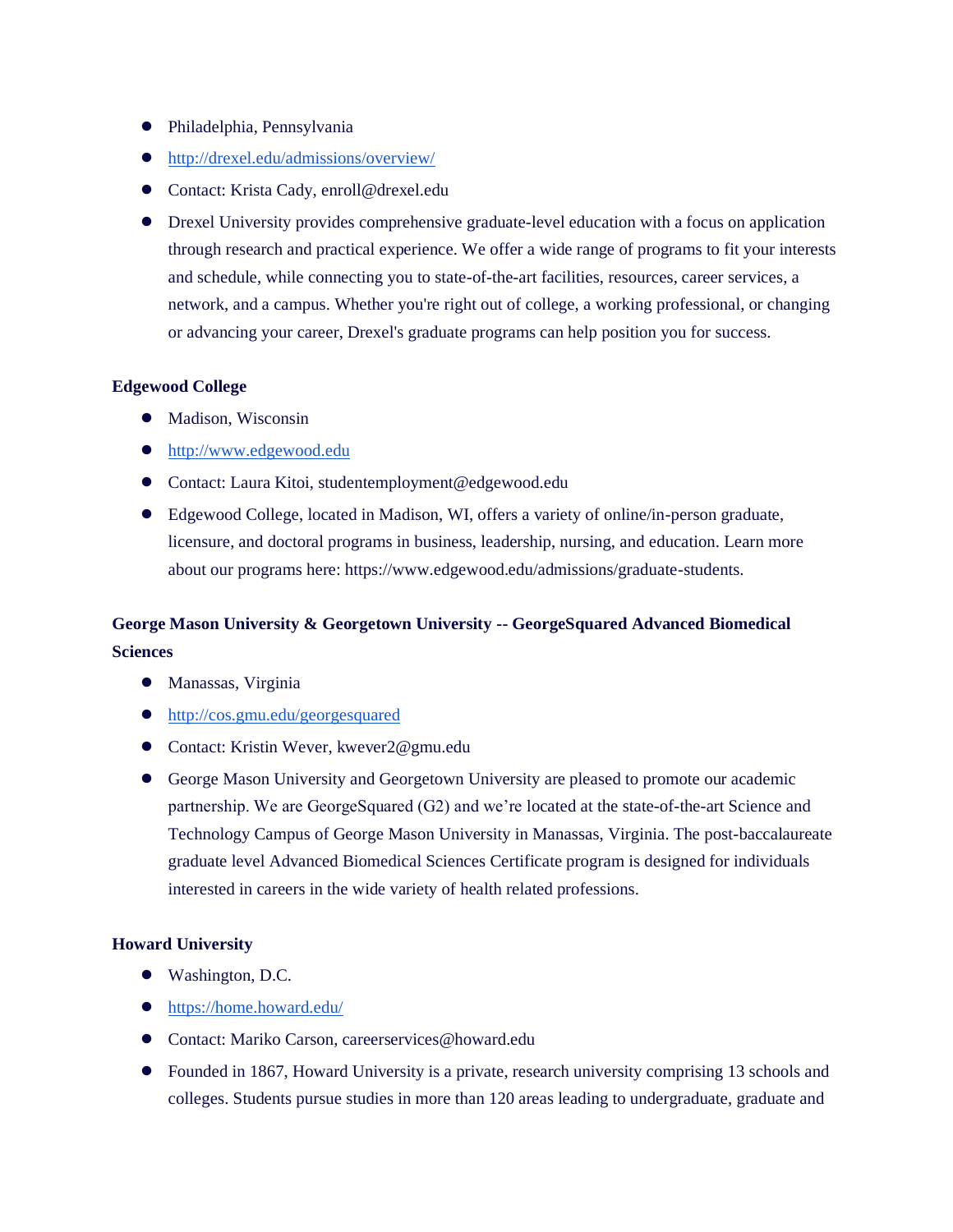- Philadelphia, Pennsylvania
- [http://drexel.edu/admissions/overview/](http://drexel.edu/admissions/overview/)
- Contact: Krista Cady, enroll@drexel.edu
- Drexel University provides comprehensive graduate-level education with a focus on application through research and practical experience. We offer a wide range of programs to fit your interests and schedule, while connecting you to state-of-the-art facilities, resources, career services, a network, and a campus. Whether you're right out of college, a working professional, or changing or advancing your career, Drexel's graduate programs can help position you for success.

**Edgewood College**

- Madison, Wisconsin
- [http://www.edgewood.edu](http://www.edgewood.edu)
- Contact: Laura Kitoi, studentemployment@edgewood.edu
- Edgewood College, located in Madison, WI, offers a variety of online/in-person graduate, licensure, and doctoral programs in business, leadership, nursing, and education. Learn more about our programs here: https://www.edgewood.edu/admissions/graduate-students.

**George Mason University & Georgetown University -- GeorgeSquared Advanced Biomedical Sciences**

- Manassas, Virginia
- [http://cos.gmu.edu/georgesquared](http://cos.gmu.edu/georgesquared)
- Contact: Kristin Wever, kwever2@gmu.edu
- George Mason University and Georgetown University are pleased to promote our academic partnership. We are GeorgeSquared (G2) and we're located at the state-of-the-art Science and Technology Campus of George Mason University in Manassas, Virginia. The post-baccalaureate graduate level Advanced Biomedical Sciences Certificate program is designed for individuals interested in careers in the wide variety of health related professions.

**Howard University**

- Washington, D.C.
- [https://home.howard.edu/](https://home.howard.edu/)
- Contact: Mariko Carson, careerservices@howard.edu
- Founded in 1867, Howard University is a private, research university comprising 13 schools and colleges. Students pursue studies in more than 120 areas leading to undergraduate, graduate and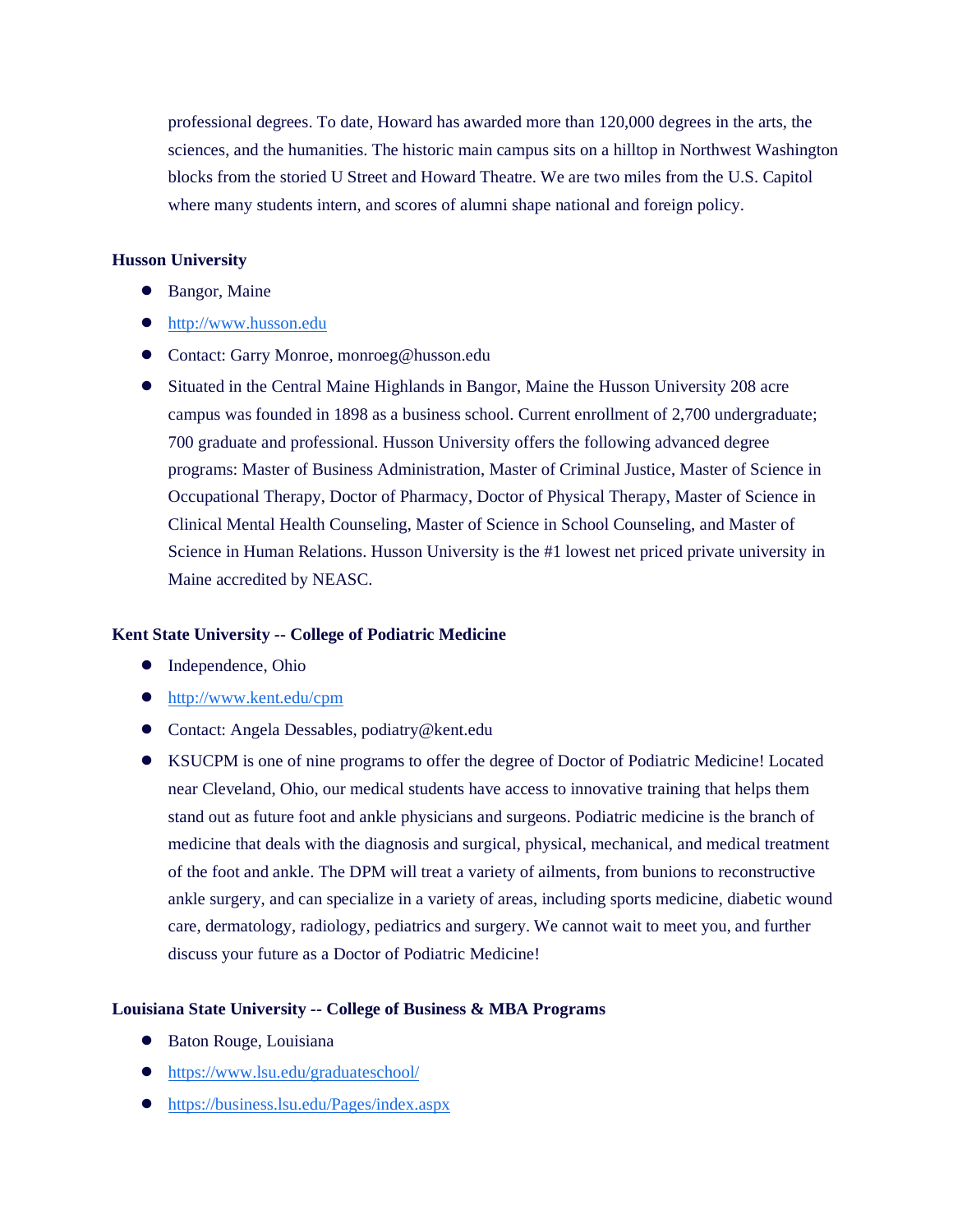professional degrees. To date, Howard has awarded more than 120,000 degrees in the arts, the sciences, and the humanities. The historic main campus sits on a hilltop in Northwest Washington blocks from the storied U Street and Howard Theatre. We are two miles from the U.S. Capitol where many students intern, and scores of alumni shape national and foreign policy.

**Husson University**

- Bangor, Maine
- http://www.husson.edu
- Contact: Garry Monroe, monroeg@husson.edu
- Situated in the Central Maine Highlands in Bangor, Maine the Husson University 208 acre campus was founded in 1898 as a business school. Current enrollment of 2,700 undergraduate; 700 graduate and professional. Husson University offers the following advanced degree programs: Master of Business Administration, Master of Criminal Justice, Master of Science in Occupational Therapy, Doctor of Pharmacy, Doctor of Physical Therapy, Master of Science in Clinical Mental Health Counseling, Master of Science in School Counseling, and Master of Science in Human Relations. Husson University is the #1 lowest net priced private university in Maine accredited by NEASC.

**Kent State University -- College of Podiatric Medicine**

- Independence, Ohio
- http://www.kent.edu/cpm
- Contact: Angela Dessables, podiatry@kent.edu
- KSUCPM is one of nine programs to offer the degree of Doctor of Podiatric Medicine! Located near Cleveland, Ohio, our medical students have access to innovative training that helps them stand out as future foot and ankle physicians and surgeons. Podiatric medicine is the branch of medicine that deals with the diagnosis and surgical, physical, mechanical, and medical treatment of the foot and ankle. The DPM will treat a variety of ailments, from bunions to reconstructive ankle surgery, and can specialize in a variety of areas, including sports medicine, diabetic wound care, dermatology, radiology, pediatrics and surgery. We cannot wait to meet you, and further discuss your future as a Doctor of Podiatric Medicine!

**Louisiana State University -- College of Business & MBA Programs**

- Baton Rouge, Louisiana
- https://www.lsu.edu/graduateschool/
- https://business.lsu.edu/Pages/index.aspx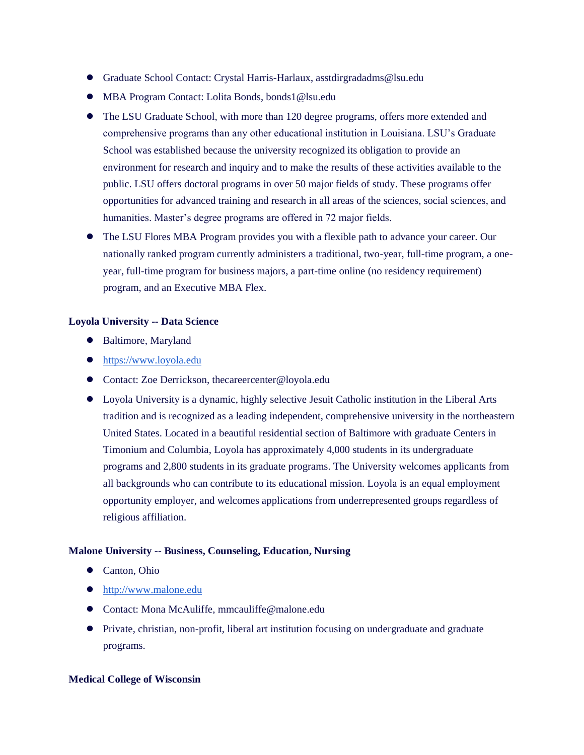- Graduate School Contact: Crystal Harris-Harlaux, asstdirgradadms@lsu.edu
- MBA Program Contact: Lolita Bonds, bonds1@lsu.edu
- The LSU Graduate School, with more than 120 degree programs, offers more extended and comprehensive programs than any other educational institution in Louisiana. LSU's Graduate School was established because the university recognized its obligation to provide an environment for research and inquiry and to make the results of these activities available to the public. LSU offers doctoral programs in over 50 major fields of study. These programs offer opportunities for advanced training and research in all areas of the sciences, social sciences, and humanities. Master's degree programs are offered in 72 major fields.
- The LSU Flores MBA Program provides you with a flexible path to advance your career. Our nationally ranked program currently administers a traditional, two-year, full-time program, a one-year, full-time program for business majors, a part-time online (no residency requirement) program, and an Executive MBA Flex.

**Loyola University -- Data Science**

- Baltimore, Maryland
- [https://www.loyola.edu](https://www.loyola.edu)
- Contact: Zoe Derrickson, thecareercenter@loyola.edu
- Loyola University is a dynamic, highly selective Jesuit Catholic institution in the Liberal Arts tradition and is recognized as a leading independent, comprehensive university in the northeastern United States. Located in a beautiful residential section of Baltimore with graduate Centers in Timonium and Columbia, Loyola has approximately 4,000 students in its undergraduate programs and 2,800 students in its graduate programs. The University welcomes applicants from all backgrounds who can contribute to its educational mission. Loyola is an equal employment opportunity employer, and welcomes applications from underrepresented groups regardless of religious affiliation.

**Malone University -- Business, Counseling, Education, Nursing**

- Canton, Ohio
- [http://www.malone.edu](http://www.malone.edu)
- Contact: Mona McAuliffe, mmcauliffe@malone.edu
- Private, christian, non-profit, liberal art institution focusing on undergraduate and graduate programs.

**Medical College of Wisconsin**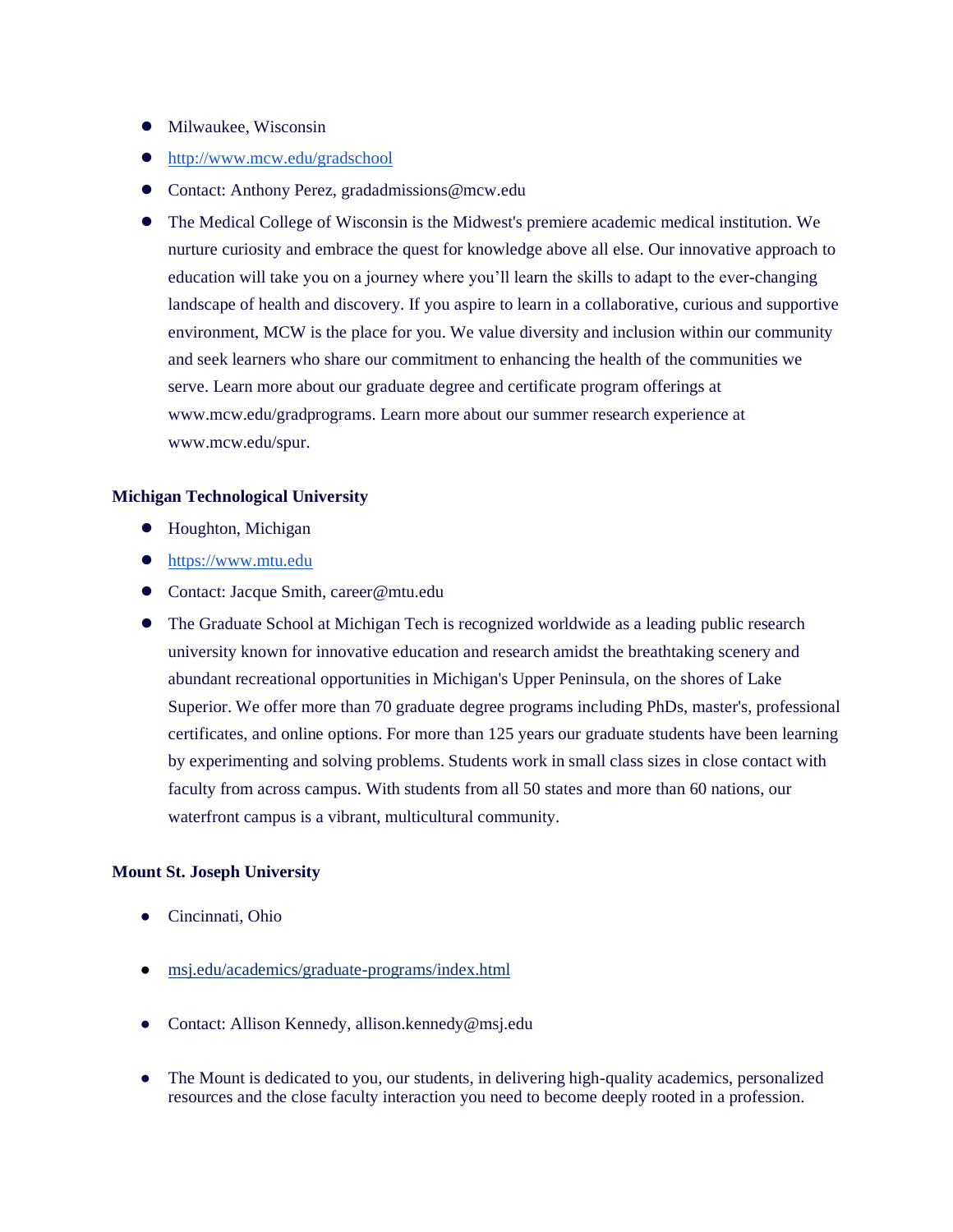- Milwaukee, Wisconsin
- http://www.mcw.edu/gradschool
- Contact: Anthony Perez, gradadmissions@mcw.edu
- The Medical College of Wisconsin is the Midwest's premiere academic medical institution. We nurture curiosity and embrace the quest for knowledge above all else. Our innovative approach to education will take you on a journey where you'll learn the skills to adapt to the ever-changing landscape of health and discovery. If you aspire to learn in a collaborative, curious and supportive environment, MCW is the place for you. We value diversity and inclusion within our community and seek learners who share our commitment to enhancing the health of the communities we serve. Learn more about our graduate degree and certificate program offerings at www.mcw.edu/gradprograms. Learn more about our summer research experience at www.mcw.edu/spur.

**Michigan Technological University**

- Houghton, Michigan
- https://www.mtu.edu
- Contact: Jacque Smith, career@mtu.edu
- The Graduate School at Michigan Tech is recognized worldwide as a leading public research university known for innovative education and research amidst the breathtaking scenery and abundant recreational opportunities in Michigan's Upper Peninsula, on the shores of Lake Superior. We offer more than 70 graduate degree programs including PhDs, master's, professional certificates, and online options. For more than 125 years our graduate students have been learning by experimenting and solving problems. Students work in small class sizes in close contact with faculty from across campus. With students from all 50 states and more than 60 nations, our waterfront campus is a vibrant, multicultural community.

**Mount St. Joseph University**

- Cincinnati, Ohio
- msj.edu/academics/graduate-programs/index.html
- Contact: Allison Kennedy, allison.kennedy@msj.edu
- The Mount is dedicated to you, our students, in delivering high-quality academics, personalized resources and the close faculty interaction you need to become deeply rooted in a profession.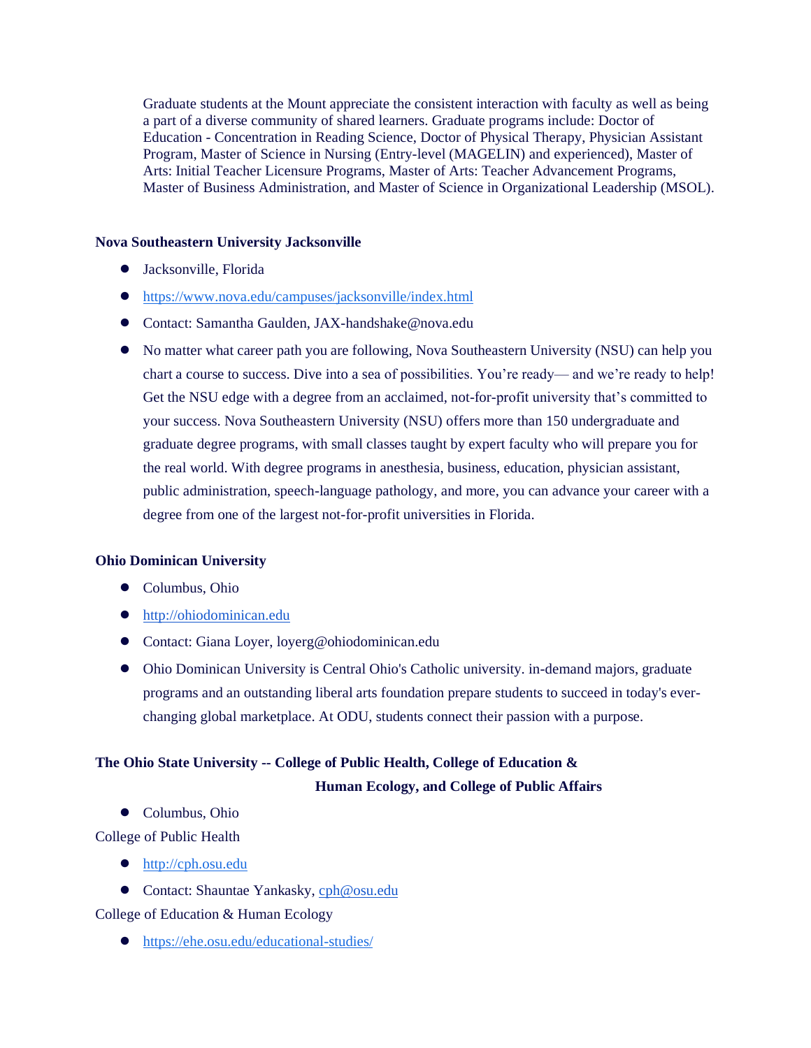Graduate students at the Mount appreciate the consistent interaction with faculty as well as being a part of a diverse community of shared learners. Graduate programs include: Doctor of Education - Concentration in Reading Science, Doctor of Physical Therapy, Physician Assistant Program, Master of Science in Nursing (Entry-level (MAGELIN) and experienced), Master of Arts: Initial Teacher Licensure Programs, Master of Arts: Teacher Advancement Programs, Master of Business Administration, and Master of Science in Organizational Leadership (MSOL).

**Nova Southeastern University Jacksonville**

- Jacksonville, Florida
- https://www.nova.edu/campuses/jacksonville/index.html
- Contact: Samantha Gaulden, JAX-handshake@nova.edu
- No matter what career path you are following, Nova Southeastern University (NSU) can help you chart a course to success. Dive into a sea of possibilities. You're ready— and we're ready to help! Get the NSU edge with a degree from an acclaimed, not-for-profit university that's committed to your success. Nova Southeastern University (NSU) offers more than 150 undergraduate and graduate degree programs, with small classes taught by expert faculty who will prepare you for the real world. With degree programs in anesthesia, business, education, physician assistant, public administration, speech-language pathology, and more, you can advance your career with a degree from one of the largest not-for-profit universities in Florida.

**Ohio Dominican University**

- Columbus, Ohio
- http://ohiodominican.edu
- Contact: Giana Loyer, loyerg@ohiodominican.edu
- Ohio Dominican University is Central Ohio's Catholic university. in-demand majors, graduate programs and an outstanding liberal arts foundation prepare students to succeed in today's ever-changing global marketplace. At ODU, students connect their passion with a purpose.

**The Ohio State University -- College of Public Health, College of Education & Human Ecology, and College of Public Affairs**

- Columbus, Ohio

College of Public Health

- http://cph.osu.edu
- Contact: Shauntae Yankasky, cph@osu.edu

College of Education & Human Ecology

- https://ehe.osu.edu/educational-studies/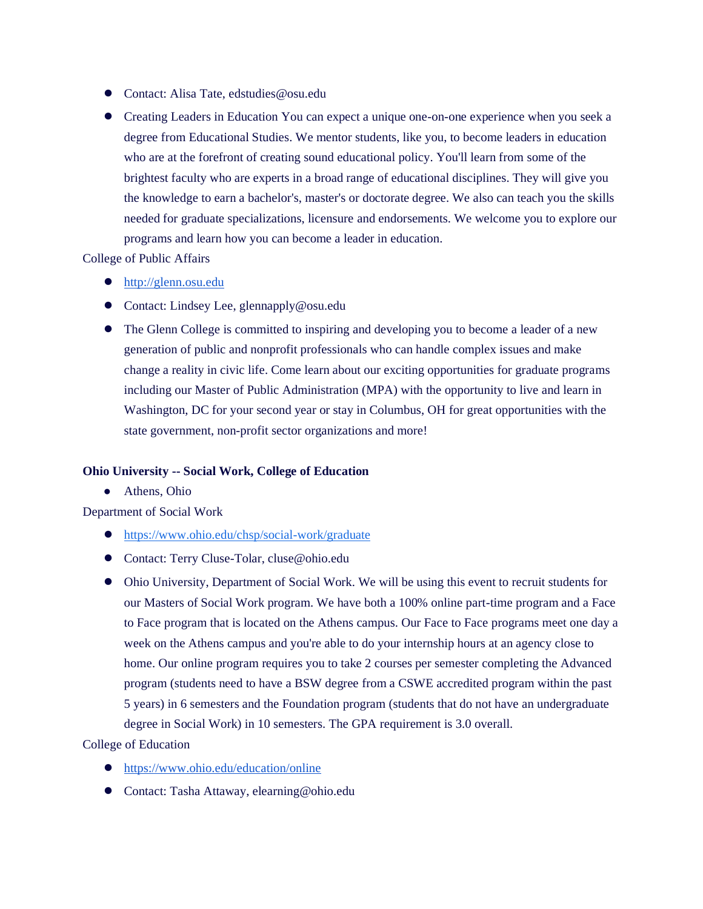- Contact: Alisa Tate, edstudies@osu.edu
- Creating Leaders in Education You can expect a unique one-on-one experience when you seek a degree from Educational Studies. We mentor students, like you, to become leaders in education who are at the forefront of creating sound educational policy. You'll learn from some of the brightest faculty who are experts in a broad range of educational disciplines. They will give you the knowledge to earn a bachelor's, master's or doctorate degree. We also can teach you the skills needed for graduate specializations, licensure and endorsements. We welcome you to explore our programs and learn how you can become a leader in education.

College of Public Affairs

- http://glenn.osu.edu
- Contact: Lindsey Lee, glennapply@osu.edu
- The Glenn College is committed to inspiring and developing you to become a leader of a new generation of public and nonprofit professionals who can handle complex issues and make change a reality in civic life. Come learn about our exciting opportunities for graduate programs including our Master of Public Administration (MPA) with the opportunity to live and learn in Washington, DC for your second year or stay in Columbus, OH for great opportunities with the state government, non-profit sector organizations and more!

**Ohio University -- Social Work, College of Education**

- Athens, Ohio

Department of Social Work

- https://www.ohio.edu/chsp/social-work/graduate
- Contact: Terry Cluse-Tolar, cluse@ohio.edu
- Ohio University, Department of Social Work. We will be using this event to recruit students for our Masters of Social Work program. We have both a 100% online part-time program and a Face to Face program that is located on the Athens campus. Our Face to Face programs meet one day a week on the Athens campus and you're able to do your internship hours at an agency close to home. Our online program requires you to take 2 courses per semester completing the Advanced program (students need to have a BSW degree from a CSWE accredited program within the past 5 years) in 6 semesters and the Foundation program (students that do not have an undergraduate degree in Social Work) in 10 semesters. The GPA requirement is 3.0 overall.

College of Education

- https://www.ohio.edu/education/online
- Contact: Tasha Attaway, elearning@ohio.edu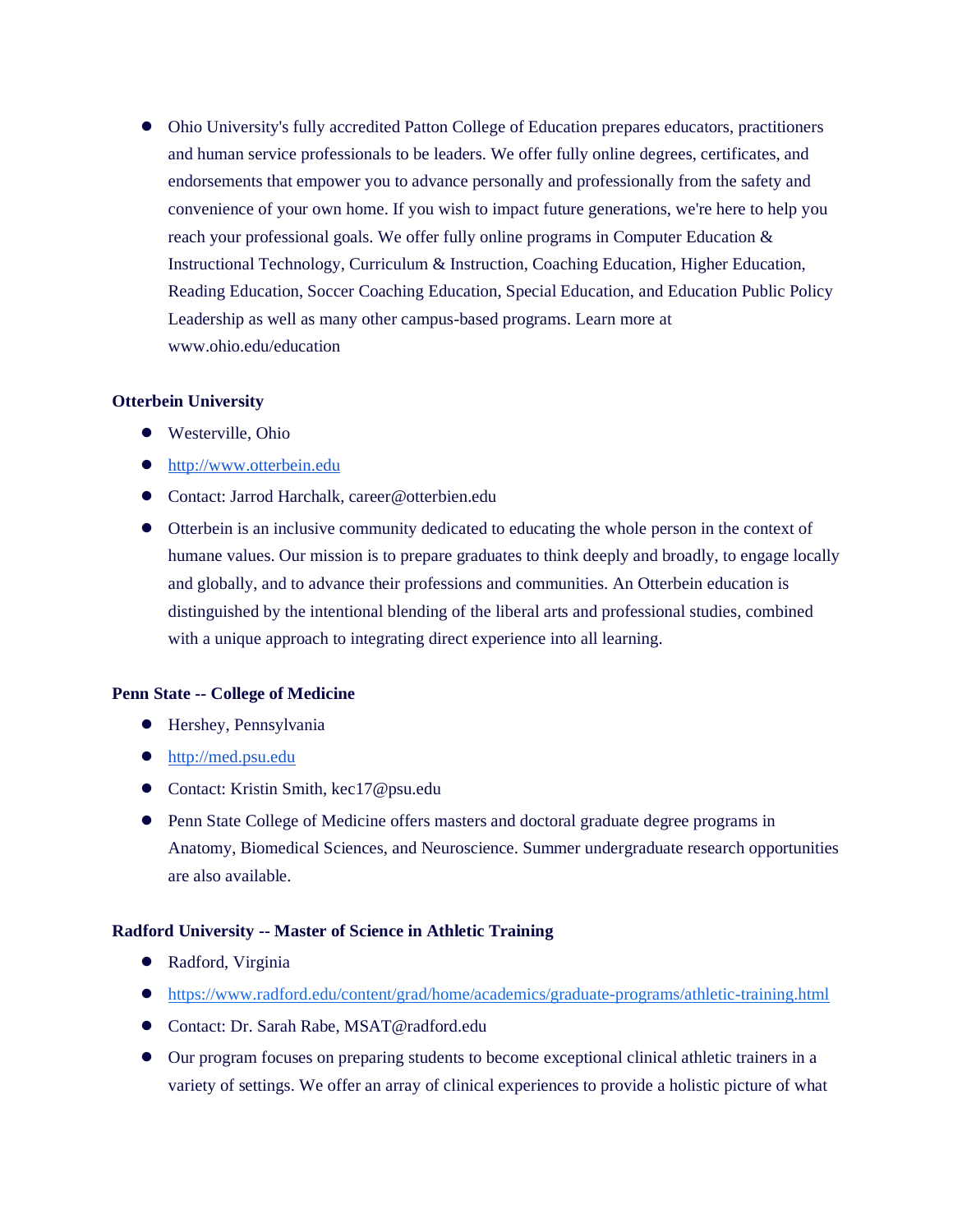- Ohio University's fully accredited Patton College of Education prepares educators, practitioners and human service professionals to be leaders. We offer fully online degrees, certificates, and endorsements that empower you to advance personally and professionally from the safety and convenience of your own home. If you wish to impact future generations, we're here to help you reach your professional goals. We offer fully online programs in Computer Education & Instructional Technology, Curriculum & Instruction, Coaching Education, Higher Education, Reading Education, Soccer Coaching Education, Special Education, and Education Public Policy Leadership as well as many other campus-based programs. Learn more at www.ohio.edu/education

**Otterbein University**

- Westerville, Ohio
- [http://www.otterbein.edu](http://www.otterbein.edu)
- Contact: Jarrod Harchalk, career@otterbien.edu
- Otterbein is an inclusive community dedicated to educating the whole person in the context of humane values. Our mission is to prepare graduates to think deeply and broadly, to engage locally and globally, and to advance their professions and communities. An Otterbein education is distinguished by the intentional blending of the liberal arts and professional studies, combined with a unique approach to integrating direct experience into all learning.

**Penn State -- College of Medicine**

- Hershey, Pennsylvania
- [http://med.psu.edu](http://med.psu.edu)
- Contact: Kristin Smith, kec17@psu.edu
- Penn State College of Medicine offers masters and doctoral graduate degree programs in Anatomy, Biomedical Sciences, and Neuroscience. Summer undergraduate research opportunities are also available.

**Radford University -- Master of Science in Athletic Training**

- Radford, Virginia
- [https://www.radford.edu/content/grad/home/academics/graduate-programs/athletic-training.html](https://www.radford.edu/content/grad/home/academics/graduate-programs/athletic-training.html)
- Contact: Dr. Sarah Rabe, MSAT@radford.edu
- Our program focuses on preparing students to become exceptional clinical athletic trainers in a variety of settings. We offer an array of clinical experiences to provide a holistic picture of what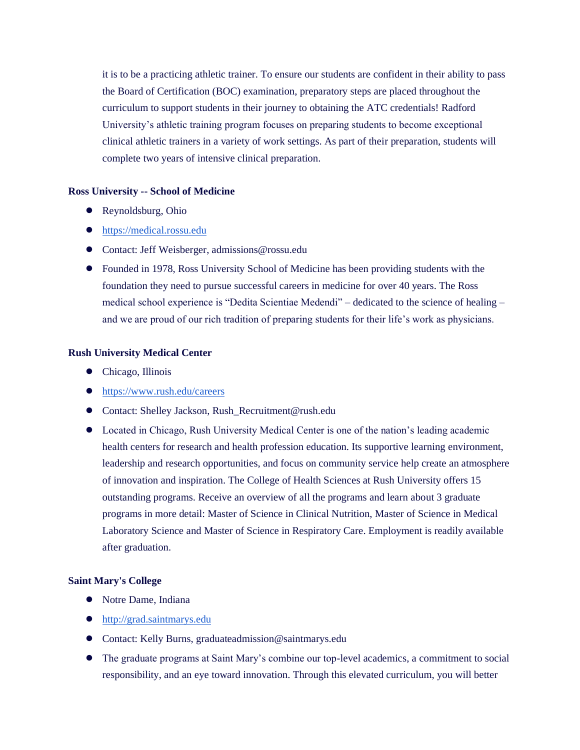it is to be a practicing athletic trainer. To ensure our students are confident in their ability to pass the Board of Certification (BOC) examination, preparatory steps are placed throughout the curriculum to support students in their journey to obtaining the ATC credentials! Radford University's athletic training program focuses on preparing students to become exceptional clinical athletic trainers in a variety of work settings. As part of their preparation, students will complete two years of intensive clinical preparation.

**Ross University -- School of Medicine**

- Reynoldsburg, Ohio
- https://medical.rossu.edu
- Contact: Jeff Weisberger, admissions@rossu.edu
- Founded in 1978, Ross University School of Medicine has been providing students with the foundation they need to pursue successful careers in medicine for over 40 years. The Ross medical school experience is "Dedita Scientiae Medendi" – dedicated to the science of healing – and we are proud of our rich tradition of preparing students for their life's work as physicians.

**Rush University Medical Center**

- Chicago, Illinois
- https://www.rush.edu/careers
- Contact: Shelley Jackson, Rush_Recruitment@rush.edu
- Located in Chicago, Rush University Medical Center is one of the nation's leading academic health centers for research and health profession education. Its supportive learning environment, leadership and research opportunities, and focus on community service help create an atmosphere of innovation and inspiration. The College of Health Sciences at Rush University offers 15 outstanding programs. Receive an overview of all the programs and learn about 3 graduate programs in more detail: Master of Science in Clinical Nutrition, Master of Science in Medical Laboratory Science and Master of Science in Respiratory Care. Employment is readily available after graduation.

**Saint Mary's College**

- Notre Dame, Indiana
- http://grad.saintmarys.edu
- Contact: Kelly Burns, graduateadmission@saintmarys.edu
- The graduate programs at Saint Mary's combine our top-level academics, a commitment to social responsibility, and an eye toward innovation. Through this elevated curriculum, you will better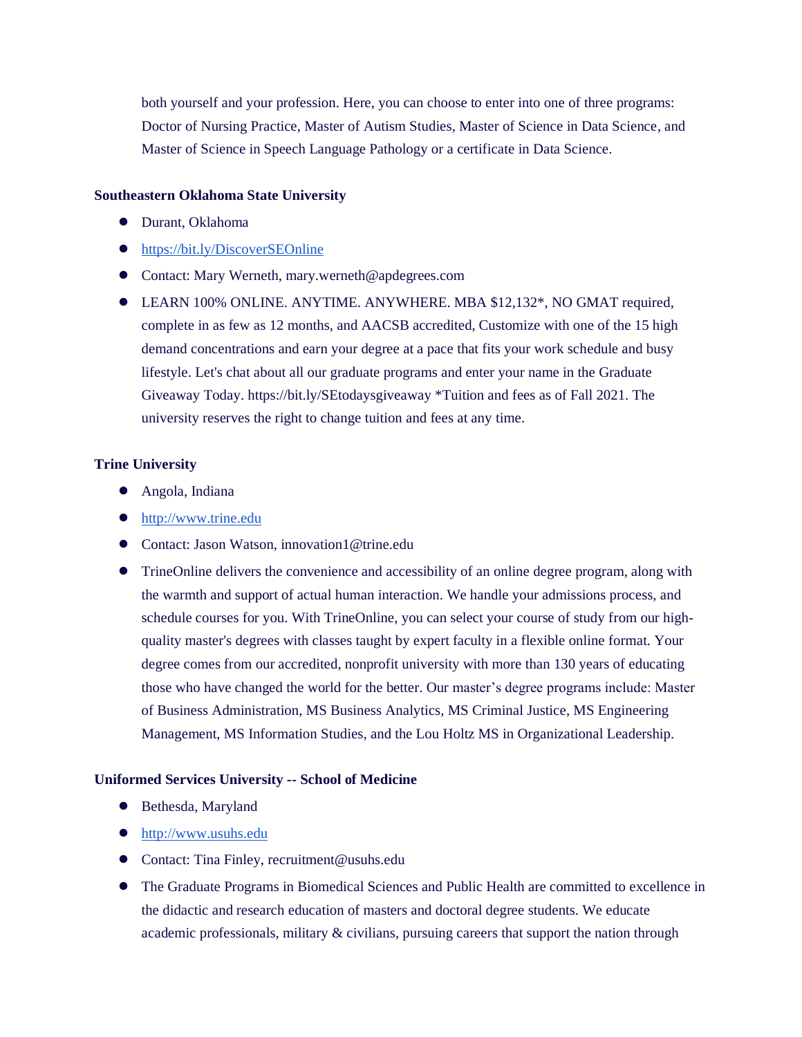both yourself and your profession. Here, you can choose to enter into one of three programs: Doctor of Nursing Practice, Master of Autism Studies, Master of Science in Data Science, and Master of Science in Speech Language Pathology or a certificate in Data Science.

**Southeastern Oklahoma State University**

- Durant, Oklahoma
- [https://bit.ly/DiscoverSEOnline](https://bit.ly/DiscoverSEOnline)
- Contact: Mary Werneth, mary.werneth@apdegrees.com
- LEARN 100% ONLINE. ANYTIME. ANYWHERE. MBA $12,132*, NO GMAT required, complete in as few as 12 months, and AACSB accredited, Customize with one of the 15 high demand concentrations and earn your degree at a pace that fits your work schedule and busy lifestyle. Let's chat about all our graduate programs and enter your name in the Graduate Giveaway Today. https://bit.ly/SEtodaysgiveaway *Tuition and fees as of Fall 2021. The university reserves the right to change tuition and fees at any time.

**Trine University**

- Angola, Indiana
- [http://www.trine.edu](http://www.trine.edu)
- Contact: Jason Watson, innovation1@trine.edu
- TrineOnline delivers the convenience and accessibility of an online degree program, along with the warmth and support of actual human interaction. We handle your admissions process, and schedule courses for you. With TrineOnline, you can select your course of study from our high-quality master's degrees with classes taught by expert faculty in a flexible online format. Your degree comes from our accredited, nonprofit university with more than 130 years of educating those who have changed the world for the better. Our master's degree programs include: Master of Business Administration, MS Business Analytics, MS Criminal Justice, MS Engineering Management, MS Information Studies, and the Lou Holtz MS in Organizational Leadership.

**Uniformed Services University -- School of Medicine**

- Bethesda, Maryland
- [http://www.usuhs.edu](http://www.usuhs.edu)
- Contact: Tina Finley, recruitment@usuhs.edu
- The Graduate Programs in Biomedical Sciences and Public Health are committed to excellence in the didactic and research education of masters and doctoral degree students. We educate academic professionals, military & civilians, pursuing careers that support the nation through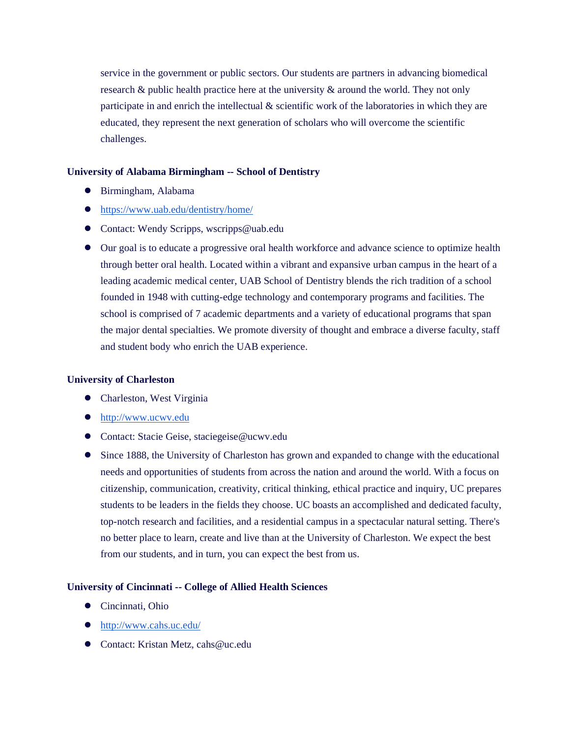service in the government or public sectors. Our students are partners in advancing biomedical research & public health practice here at the university & around the world. They not only participate in and enrich the intellectual & scientific work of the laboratories in which they are educated, they represent the next generation of scholars who will overcome the scientific challenges.

**University of Alabama Birmingham -- School of Dentistry**

- Birmingham, Alabama
- https://www.uab.edu/dentistry/home/
- Contact: Wendy Scripps, wscripps@uab.edu
- Our goal is to educate a progressive oral health workforce and advance science to optimize health through better oral health. Located within a vibrant and expansive urban campus in the heart of a leading academic medical center, UAB School of Dentistry blends the rich tradition of a school founded in 1948 with cutting-edge technology and contemporary programs and facilities. The school is comprised of 7 academic departments and a variety of educational programs that span the major dental specialties. We promote diversity of thought and embrace a diverse faculty, staff and student body who enrich the UAB experience.

**University of Charleston**

- Charleston, West Virginia
- http://www.ucwv.edu
- Contact: Stacie Geise, staciegeise@ucwv.edu
- Since 1888, the University of Charleston has grown and expanded to change with the educational needs and opportunities of students from across the nation and around the world. With a focus on citizenship, communication, creativity, critical thinking, ethical practice and inquiry, UC prepares students to be leaders in the fields they choose. UC boasts an accomplished and dedicated faculty, top-notch research and facilities, and a residential campus in a spectacular natural setting. There's no better place to learn, create and live than at the University of Charleston. We expect the best from our students, and in turn, you can expect the best from us.

**University of Cincinnati -- College of Allied Health Sciences**

- Cincinnati, Ohio
- http://www.cahs.uc.edu/
- Contact: Kristan Metz, cahs@uc.edu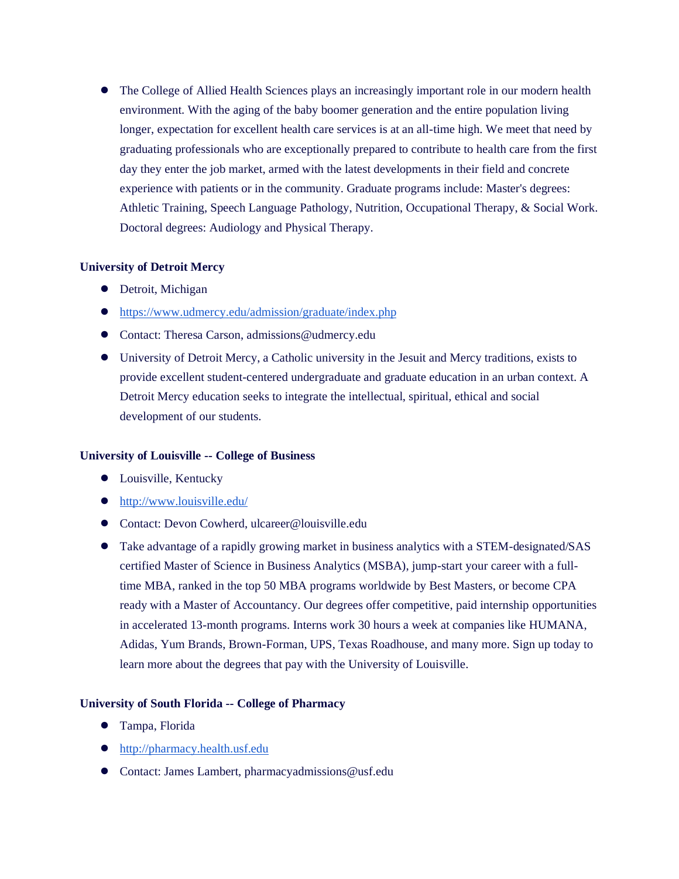- The College of Allied Health Sciences plays an increasingly important role in our modern health environment. With the aging of the baby boomer generation and the entire population living longer, expectation for excellent health care services is at an all-time high. We meet that need by graduating professionals who are exceptionally prepared to contribute to health care from the first day they enter the job market, armed with the latest developments in their field and concrete experience with patients or in the community. Graduate programs include: Master's degrees: Athletic Training, Speech Language Pathology, Nutrition, Occupational Therapy, & Social Work. Doctoral degrees: Audiology and Physical Therapy.

**University of Detroit Mercy**

- Detroit, Michigan
- [https://www.udmercy.edu/admission/graduate/index.php](https://www.udmercy.edu/admission/graduate/index.php)
- Contact: Theresa Carson, admissions@udmercy.edu
- University of Detroit Mercy, a Catholic university in the Jesuit and Mercy traditions, exists to provide excellent student-centered undergraduate and graduate education in an urban context. A Detroit Mercy education seeks to integrate the intellectual, spiritual, ethical and social development of our students.

**University of Louisville -- College of Business**

- Louisville, Kentucky
- [http://www.louisville.edu/](http://www.louisville.edu/)
- Contact: Devon Cowherd, ulcareer@louisville.edu
- Take advantage of a rapidly growing market in business analytics with a STEM-designated/SAS certified Master of Science in Business Analytics (MSBA), jump-start your career with a full-time MBA, ranked in the top 50 MBA programs worldwide by Best Masters, or become CPA ready with a Master of Accountancy. Our degrees offer competitive, paid internship opportunities in accelerated 13-month programs. Interns work 30 hours a week at companies like HUMANA, Adidas, Yum Brands, Brown-Forman, UPS, Texas Roadhouse, and many more. Sign up today to learn more about the degrees that pay with the University of Louisville.

**University of South Florida -- College of Pharmacy**

- Tampa, Florida
- [http://pharmacy.health.usf.edu](http://pharmacy.health.usf.edu)
- Contact: James Lambert, pharmacyadmissions@usf.edu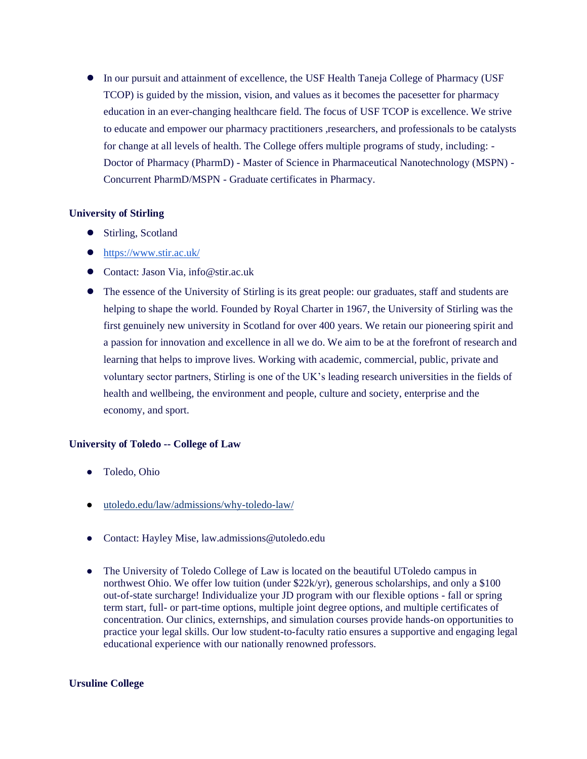- In our pursuit and attainment of excellence, the USF Health Taneja College of Pharmacy (USF TCOP) is guided by the mission, vision, and values as it becomes the pacesetter for pharmacy education in an ever-changing healthcare field. The focus of USF TCOP is excellence. We strive to educate and empower our pharmacy practitioners ,researchers, and professionals to be catalysts for change at all levels of health. The College offers multiple programs of study, including: - Doctor of Pharmacy (PharmD) - Master of Science in Pharmaceutical Nanotechnology (MSPN) - Concurrent PharmD/MSPN - Graduate certificates in Pharmacy.

**University of Stirling**

- Stirling, Scotland
- https://www.stir.ac.uk/
- Contact: Jason Via, info@stir.ac.uk
- The essence of the University of Stirling is its great people: our graduates, staff and students are helping to shape the world. Founded by Royal Charter in 1967, the University of Stirling was the first genuinely new university in Scotland for over 400 years. We retain our pioneering spirit and a passion for innovation and excellence in all we do. We aim to be at the forefront of research and learning that helps to improve lives. Working with academic, commercial, public, private and voluntary sector partners, Stirling is one of the UK's leading research universities in the fields of health and wellbeing, the environment and people, culture and society, enterprise and the economy, and sport.

**University of Toledo -- College of Law**

- Toledo, Ohio
- utoledo.edu/law/admissions/why-toledo-law/
- Contact: Hayley Mise, law.admissions@utoledo.edu
- The University of Toledo College of Law is located on the beautiful UToledo campus in northwest Ohio. We offer low tuition (under $22k/yr), generous scholarships, and only a $100 out-of-state surcharge! Individualize your JD program with our flexible options - fall or spring term start, full- or part-time options, multiple joint degree options, and multiple certificates of concentration. Our clinics, externships, and simulation courses provide hands-on opportunities to practice your legal skills. Our low student-to-faculty ratio ensures a supportive and engaging legal educational experience with our nationally renowned professors.

**Ursuline College**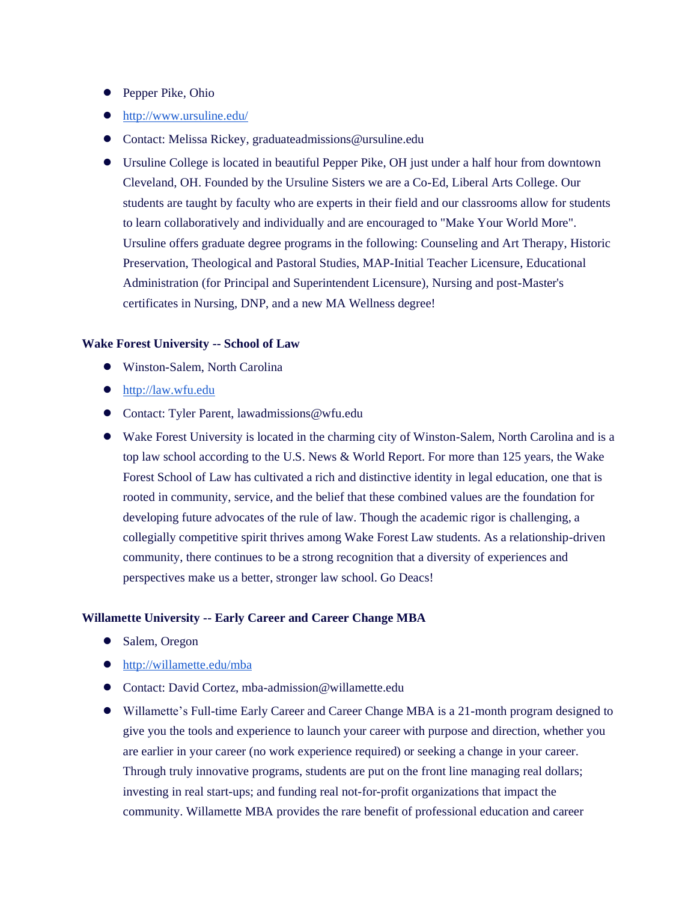- Pepper Pike, Ohio
- http://www.ursuline.edu/
- Contact: Melissa Rickey, graduateadmissions@ursuline.edu
- Ursuline College is located in beautiful Pepper Pike, OH just under a half hour from downtown Cleveland, OH. Founded by the Ursuline Sisters we are a Co-Ed, Liberal Arts College. Our students are taught by faculty who are experts in their field and our classrooms allow for students to learn collaboratively and individually and are encouraged to "Make Your World More". Ursuline offers graduate degree programs in the following: Counseling and Art Therapy, Historic Preservation, Theological and Pastoral Studies, MAP-Initial Teacher Licensure, Educational Administration (for Principal and Superintendent Licensure), Nursing and post-Master's certificates in Nursing, DNP, and a new MA Wellness degree!

**Wake Forest University -- School of Law**

- Winston-Salem, North Carolina
- http://law.wfu.edu
- Contact: Tyler Parent, lawadmissions@wfu.edu
- Wake Forest University is located in the charming city of Winston-Salem, North Carolina and is a top law school according to the U.S. News & World Report. For more than 125 years, the Wake Forest School of Law has cultivated a rich and distinctive identity in legal education, one that is rooted in community, service, and the belief that these combined values are the foundation for developing future advocates of the rule of law. Though the academic rigor is challenging, a collegially competitive spirit thrives among Wake Forest Law students. As a relationship-driven community, there continues to be a strong recognition that a diversity of experiences and perspectives make us a better, stronger law school. Go Deacs!

**Willamette University -- Early Career and Career Change MBA**

- Salem, Oregon
- http://willamette.edu/mba
- Contact: David Cortez, mba-admission@willamette.edu
- Willamette's Full-time Early Career and Career Change MBA is a 21-month program designed to give you the tools and experience to launch your career with purpose and direction, whether you are earlier in your career (no work experience required) or seeking a change in your career. Through truly innovative programs, students are put on the front line managing real dollars; investing in real start-ups; and funding real not-for-profit organizations that impact the community. Willamette MBA provides the rare benefit of professional education and career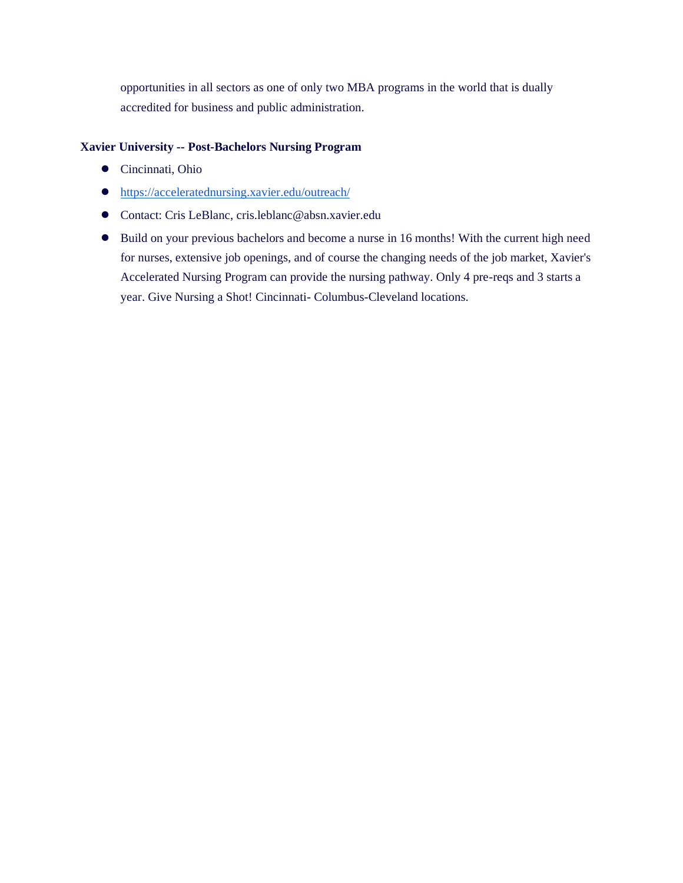opportunities in all sectors as one of only two MBA programs in the world that is dually accredited for business and public administration.

**Xavier University -- Post-Bachelors Nursing Program**

- Cincinnati, Ohio
- https://acceleratednursing.xavier.edu/outreach/
- Contact: Cris LeBlanc, cris.leblanc@absn.xavier.edu
- Build on your previous bachelors and become a nurse in 16 months! With the current high need for nurses, extensive job openings, and of course the changing needs of the job market, Xavier's Accelerated Nursing Program can provide the nursing pathway. Only 4 pre-reqs and 3 starts a year. Give Nursing a Shot! Cincinnati- Columbus-Cleveland locations.